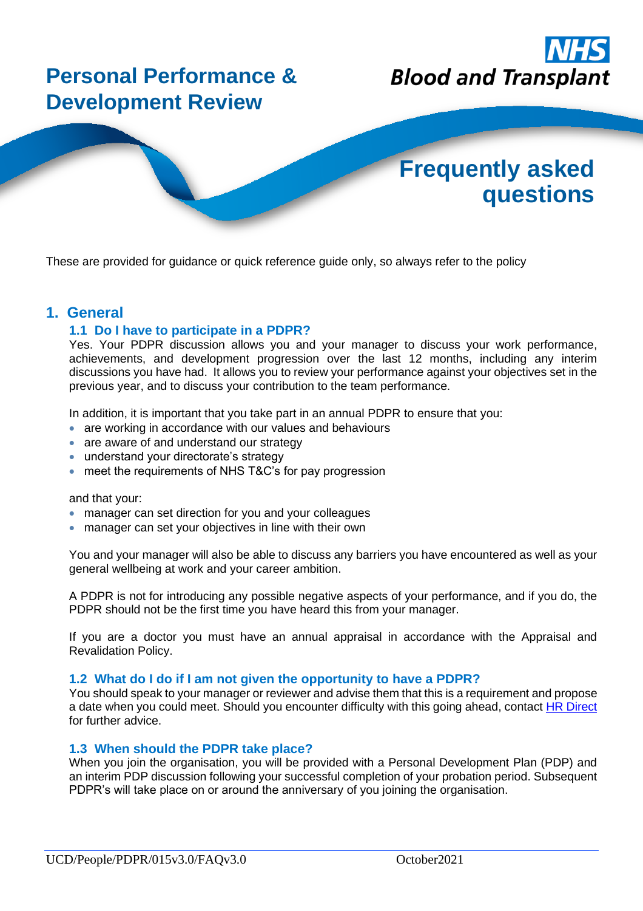# Personal Performance & Development Review

NHS Blood and Transplant

## Frequently asked questions

These are provided for guidance or quick reference guide only, so always refer to the policy

## 1. General

### 1.1 Do I have to participate in a PDPR?

Yes. Your PDPR discussion allows you and your manager to discuss your work performance, achievements, and development progression over the last 12 months, including any interim discussions you have had. It allows you to review your performance against your objectives set in the previous year, and to discuss your contribution to the team performance.

In addition, it is important that you take part in an annual PDPR to ensure that you:

- are working in accordance with our values and behaviours
- are aware of and understand our strategy
- understand your directorate's strategy
- meet the requirements of NHS T&C's for pay progression

and that your:

- manager can set direction for you and your colleagues
- manager can set your objectives in line with their own

You and your manager will also be able to discuss any barriers you have encountered as well as your general wellbeing at work and your career ambition.

A PDPR is not for introducing any possible negative aspects of your performance, and if you do, the PDPR should not be the first time you have heard this from your manager.

If you are a doctor you must have an annual appraisal in accordance with the Appraisal and Revalidation Policy.

### 1.2 What do I do if I am not given the opportunity to have a PDPR?

You should speak to your manager or reviewer and advise them that this is a requirement and propose a date when you could meet. Should you encounter difficulty with this going ahead, contact HR Direct for further advice.

### 1.3 When should the PDPR take place?

When you join the organisation, you will be provided with a Personal Development Plan (PDP) and an interim PDP discussion following your successful completion of your probation period. Subsequent PDPR's will take place on or around the anniversary of you joining the organisation.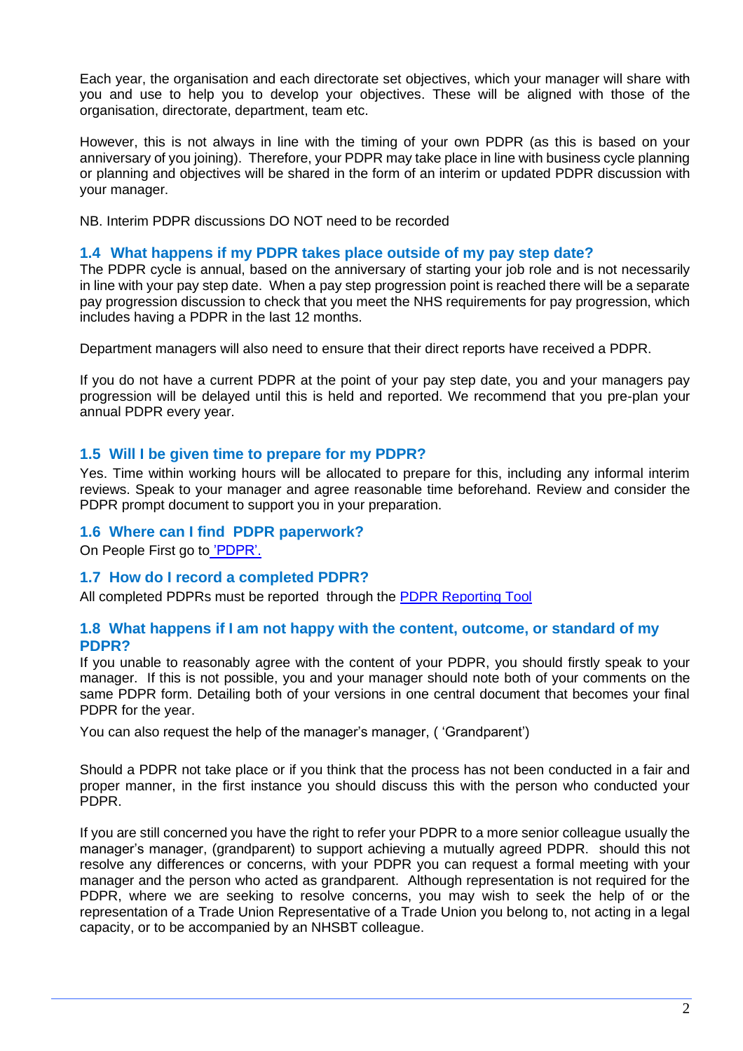Each year, the organisation and each directorate set objectives, which your manager will share with you and use to help you to develop your objectives. These will be aligned with those of the organisation, directorate, department, team etc.

However, this is not always in line with the timing of your own PDPR (as this is based on your anniversary of you joining). Therefore, your PDPR may take place in line with business cycle planning or planning and objectives will be shared in the form of an interim or updated PDPR discussion with your manager.

NB. Interim PDPR discussions DO NOT need to be recorded

### 1.4 What happens if my PDPR takes place outside of my pay step date?

The PDPR cycle is annual, based on the anniversary of starting your job role and is not necessarily in line with your pay step date. When a pay step progression point is reached there will be a separate pay progression discussion to check that you meet the NHS requirements for pay progression, which includes having a PDPR in the last 12 months.

Department managers will also need to ensure that their direct reports have received a PDPR.

If you do not have a current PDPR at the point of your pay step date, you and your managers pay progression will be delayed until this is held and reported. We recommend that you pre-plan your annual PDPR every year.

### 1.5 Will I be given time to prepare for my PDPR?

Yes. Time within working hours will be allocated to prepare for this, including any informal interim reviews. Speak to your manager and agree reasonable time beforehand. Review and consider the PDPR prompt document to support you in your preparation.

### 1.6 Where can I find PDPR paperwork?

On People First go to 'PDPR'.

### 1.7 How do I record a completed PDPR?

All completed PDPRs must be reported through the PDPR Reporting Tool

### 1.8 What happens if I am not happy with the content, outcome, or standard of my PDPR?

If you unable to reasonably agree with the content of your PDPR, you should firstly speak to your manager. If this is not possible, you and your manager should note both of your comments on the same PDPR form. Detailing both of your versions in one central document that becomes your final PDPR for the year.

You can also request the help of the manager's manager, ( 'Grandparent')

Should a PDPR not take place or if you think that the process has not been conducted in a fair and proper manner, in the first instance you should discuss this with the person who conducted your PDPR.

If you are still concerned you have the right to refer your PDPR to a more senior colleague usually the manager's manager, (grandparent) to support achieving a mutually agreed PDPR. should this not resolve any differences or concerns, with your PDPR you can request a formal meeting with your manager and the person who acted as grandparent. Although representation is not required for the PDPR, where we are seeking to resolve concerns, you may wish to seek the help of or the representation of a Trade Union Representative of a Trade Union you belong to, not acting in a legal capacity, or to be accompanied by an NHSBT colleague.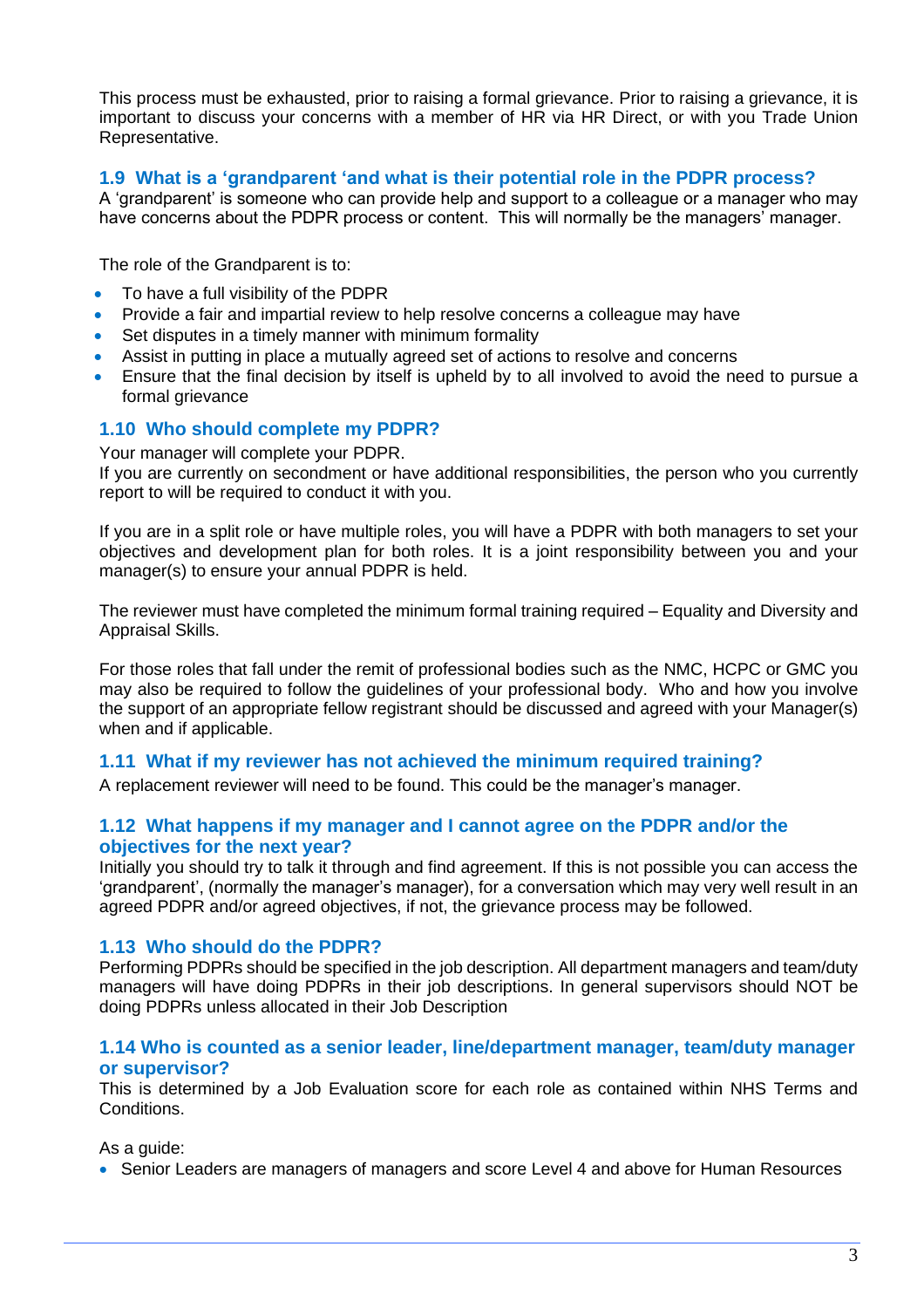This process must be exhausted, prior to raising a formal grievance. Prior to raising a grievance, it is important to discuss your concerns with a member of HR via HR Direct, or with you Trade Union Representative.

### 1.9 What is a 'grandparent 'and what is their potential role in the PDPR process?

A 'grandparent' is someone who can provide help and support to a colleague or a manager who may have concerns about the PDPR process or content. This will normally be the managers' manager.

The role of the Grandparent is to:

- To have a full visibility of the PDPR
- Provide a fair and impartial review to help resolve concerns a colleague may have
- Set disputes in a timely manner with minimum formality
- Assist in putting in place a mutually agreed set of actions to resolve and concerns
- Ensure that the final decision by itself is upheld by to all involved to avoid the need to pursue a formal grievance

### 1.10 Who should complete my PDPR?

Your manager will complete your PDPR.
If you are currently on secondment or have additional responsibilities, the person who you currently report to will be required to conduct it with you.

If you are in a split role or have multiple roles, you will have a PDPR with both managers to set your objectives and development plan for both roles. It is a joint responsibility between you and your manager(s) to ensure your annual PDPR is held.

The reviewer must have completed the minimum formal training required – Equality and Diversity and Appraisal Skills.

For those roles that fall under the remit of professional bodies such as the NMC, HCPC or GMC you may also be required to follow the guidelines of your professional body. Who and how you involve the support of an appropriate fellow registrant should be discussed and agreed with your Manager(s) when and if applicable.

### 1.11 What if my reviewer has not achieved the minimum required training?

A replacement reviewer will need to be found. This could be the manager's manager.

### 1.12 What happens if my manager and I cannot agree on the PDPR and/or the objectives for the next year?

Initially you should try to talk it through and find agreement. If this is not possible you can access the 'grandparent', (normally the manager's manager), for a conversation which may very well result in an agreed PDPR and/or agreed objectives, if not, the grievance process may be followed.

### 1.13 Who should do the PDPR?

Performing PDPRs should be specified in the job description. All department managers and team/duty managers will have doing PDPRs in their job descriptions. In general supervisors should NOT be doing PDPRs unless allocated in their Job Description

### 1.14 Who is counted as a senior leader, line/department manager, team/duty manager or supervisor?

This is determined by a Job Evaluation score for each role as contained within NHS Terms and Conditions.

As a guide:

- Senior Leaders are managers of managers and score Level 4 and above for Human Resources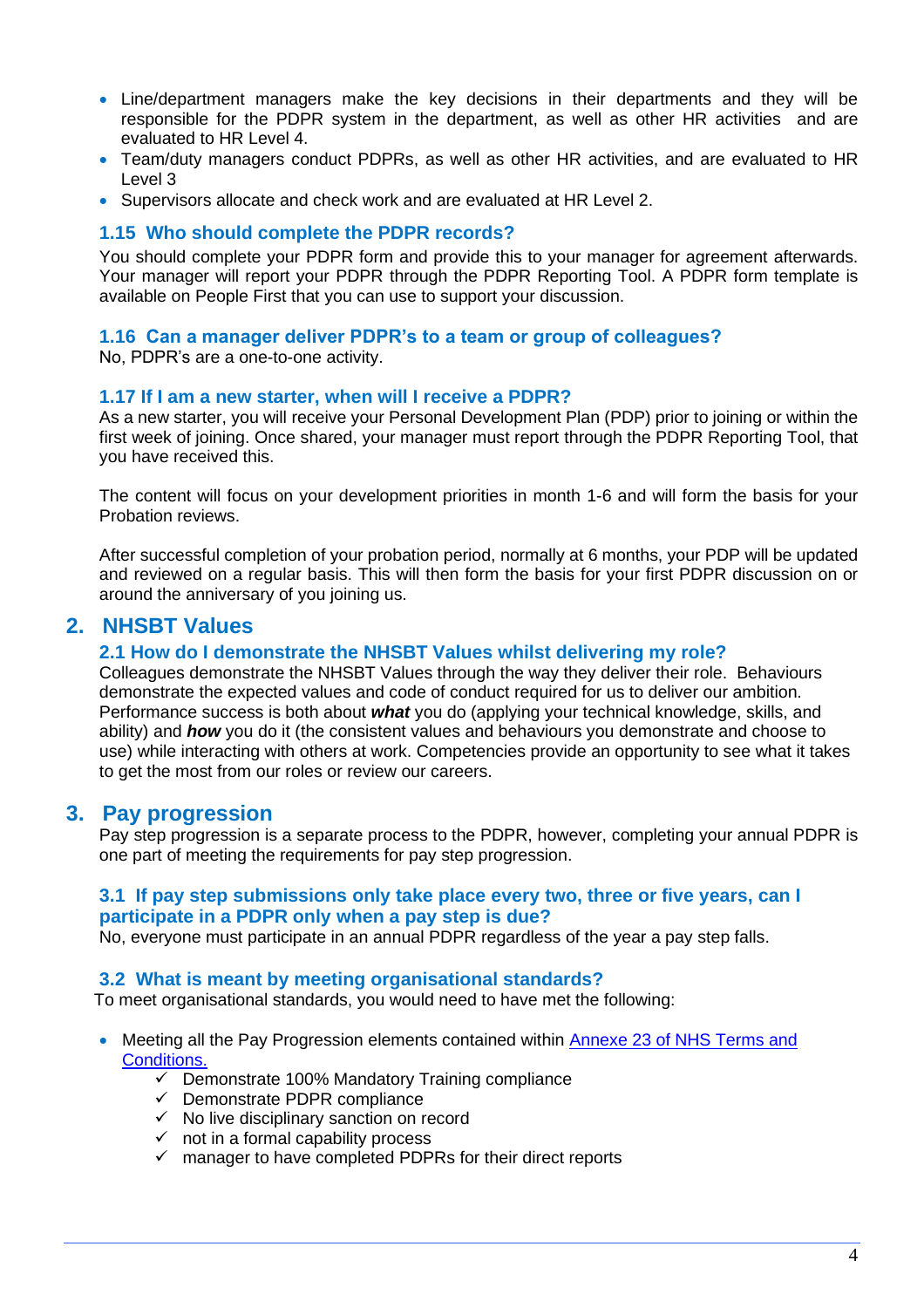- Line/department managers make the key decisions in their departments and they will be responsible for the PDPR system in the department, as well as other HR activities and are evaluated to HR Level 4.
- Team/duty managers conduct PDPRs, as well as other HR activities, and are evaluated to HR Level 3
- Supervisors allocate and check work and are evaluated at HR Level 2.

### 1.15 Who should complete the PDPR records?

You should complete your PDPR form and provide this to your manager for agreement afterwards. Your manager will report your PDPR through the PDPR Reporting Tool. A PDPR form template is available on People First that you can use to support your discussion.

### 1.16 Can a manager deliver PDPR's to a team or group of colleagues?

No, PDPR's are a one-to-one activity.

### 1.17 If I am a new starter, when will I receive a PDPR?

As a new starter, you will receive your Personal Development Plan (PDP) prior to joining or within the first week of joining. Once shared, your manager must report through the PDPR Reporting Tool, that you have received this.

The content will focus on your development priorities in month 1-6 and will form the basis for your Probation reviews.

After successful completion of your probation period, normally at 6 months, your PDP will be updated and reviewed on a regular basis. This will then form the basis for your first PDPR discussion on or around the anniversary of you joining us.

## 2. NHSBT Values

### 2.1 How do I demonstrate the NHSBT Values whilst delivering my role?

Colleagues demonstrate the NHSBT Values through the way they deliver their role. Behaviours demonstrate the expected values and code of conduct required for us to deliver our ambition. Performance success is both about ***what*** you do (applying your technical knowledge, skills, and ability) and ***how*** you do it (the consistent values and behaviours you demonstrate and choose to use) while interacting with others at work. Competencies provide an opportunity to see what it takes to get the most from our roles or review our careers.

## 3. Pay progression

Pay step progression is a separate process to the PDPR, however, completing your annual PDPR is one part of meeting the requirements for pay step progression.

### 3.1 If pay step submissions only take place every two, three or five years, can I participate in a PDPR only when a pay step is due?

No, everyone must participate in an annual PDPR regardless of the year a pay step falls.

### 3.2 What is meant by meeting organisational standards?

To meet organisational standards, you would need to have met the following:

- Meeting all the Pay Progression elements contained within Annexe 23 of NHS Terms and Conditions.
  - ✓ Demonstrate 100% Mandatory Training compliance
  - ✓ Demonstrate PDPR compliance
  - ✓ No live disciplinary sanction on record
  - ✓ not in a formal capability process
  - ✓ manager to have completed PDPRs for their direct reports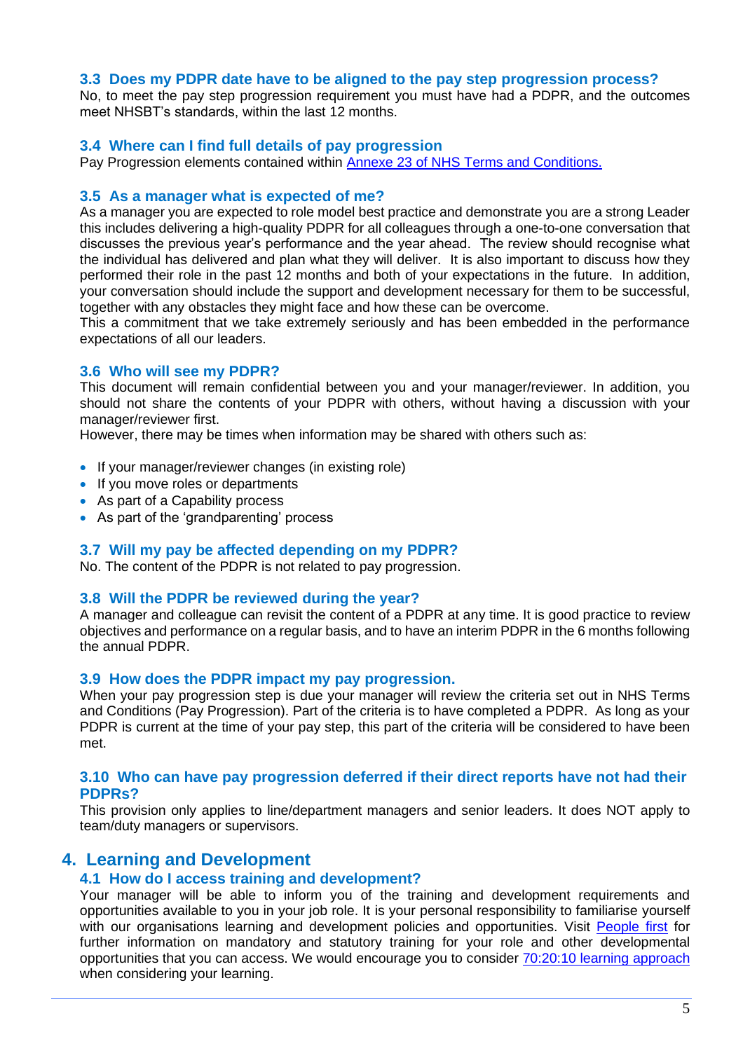### 3.3 Does my PDPR date have to be aligned to the pay step progression process?

No, to meet the pay step progression requirement you must have had a PDPR, and the outcomes meet NHSBT's standards, within the last 12 months.

### 3.4 Where can I find full details of pay progression

Pay Progression elements contained within [Annexe 23 of NHS Terms and Conditions.](#)

### 3.5 As a manager what is expected of me?

As a manager you are expected to role model best practice and demonstrate you are a strong Leader this includes delivering a high-quality PDPR for all colleagues through a one-to-one conversation that discusses the previous year's performance and the year ahead. The review should recognise what the individual has delivered and plan what they will deliver. It is also important to discuss how they performed their role in the past 12 months and both of your expectations in the future. In addition, your conversation should include the support and development necessary for them to be successful, together with any obstacles they might face and how these can be overcome.

This a commitment that we take extremely seriously and has been embedded in the performance expectations of all our leaders.

### 3.6 Who will see my PDPR?

This document will remain confidential between you and your manager/reviewer. In addition, you should not share the contents of your PDPR with others, without having a discussion with your manager/reviewer first.

However, there may be times when information may be shared with others such as:

- If your manager/reviewer changes (in existing role)
- If you move roles or departments
- As part of a Capability process
- As part of the 'grandparenting' process

### 3.7 Will my pay be affected depending on my PDPR?

No. The content of the PDPR is not related to pay progression.

### 3.8 Will the PDPR be reviewed during the year?

A manager and colleague can revisit the content of a PDPR at any time. It is good practice to review objectives and performance on a regular basis, and to have an interim PDPR in the 6 months following the annual PDPR.

### 3.9 How does the PDPR impact my pay progression.

When your pay progression step is due your manager will review the criteria set out in NHS Terms and Conditions (Pay Progression). Part of the criteria is to have completed a PDPR. As long as your PDPR is current at the time of your pay step, this part of the criteria will be considered to have been met.

### 3.10 Who can have pay progression deferred if their direct reports have not had their PDPRs?

This provision only applies to line/department managers and senior leaders. It does NOT apply to team/duty managers or supervisors.

## 4. Learning and Development

### 4.1 How do I access training and development?

Your manager will be able to inform you of the training and development requirements and opportunities available to you in your job role. It is your personal responsibility to familiarise yourself with our organisations learning and development policies and opportunities. Visit [People first](#) for further information on mandatory and statutory training for your role and other developmental opportunities that you can access. We would encourage you to consider [70:20:10 learning approach](#) when considering your learning.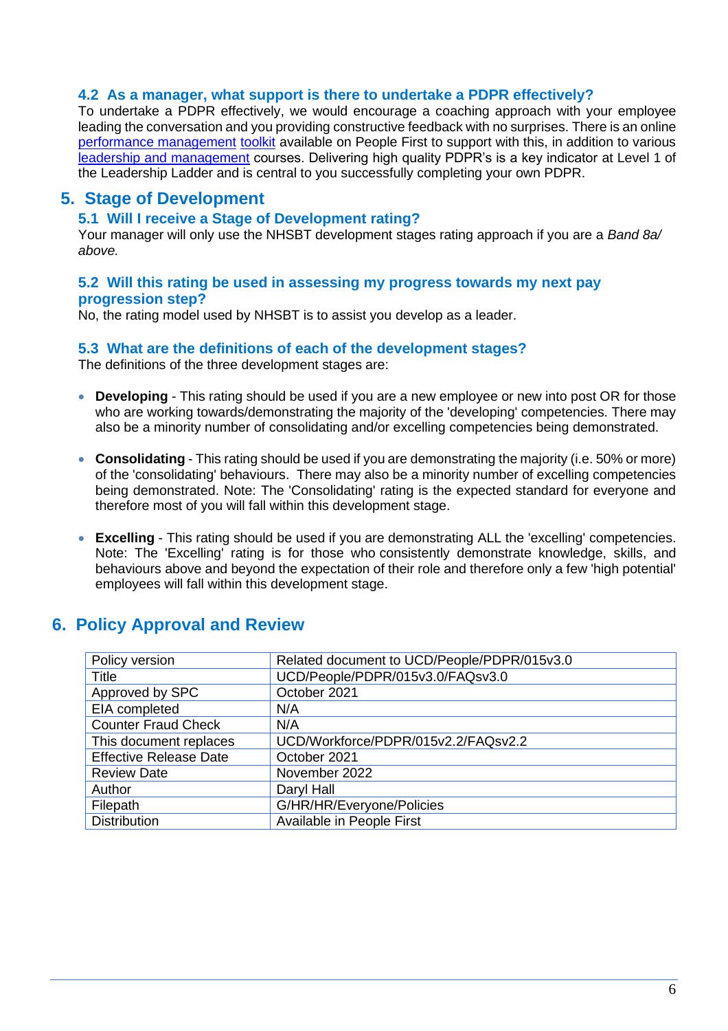### 4.2 As a manager, what support is there to undertake a PDPR effectively?

To undertake a PDPR effectively, we would encourage a coaching approach with your employee leading the conversation and you providing constructive feedback with no surprises. There is an online performance management toolkit available on People First to support with this, in addition to various leadership and management courses. Delivering high quality PDPR's is a key indicator at Level 1 of the Leadership Ladder and is central to you successfully completing your own PDPR.

## 5. Stage of Development

### 5.1 Will I receive a Stage of Development rating?

Your manager will only use the NHSBT development stages rating approach if you are a *Band 8a/ above.*

### 5.2 Will this rating be used in assessing my progress towards my next pay progression step?

No, the rating model used by NHSBT is to assist you develop as a leader.

### 5.3 What are the definitions of each of the development stages?

The definitions of the three development stages are:

- **Developing** - This rating should be used if you are a new employee or new into post OR for those who are working towards/demonstrating the majority of the 'developing' competencies. There may also be a minority number of consolidating and/or excelling competencies being demonstrated.

- **Consolidating** - This rating should be used if you are demonstrating the majority (i.e. 50% or more) of the 'consolidating' behaviours. There may also be a minority number of excelling competencies being demonstrated. Note: The 'Consolidating' rating is the expected standard for everyone and therefore most of you will fall within this development stage.

- **Excelling** - This rating should be used if you are demonstrating ALL the 'excelling' competencies. Note: The 'Excelling' rating is for those who consistently demonstrate knowledge, skills, and behaviours above and beyond the expectation of their role and therefore only a few 'high potential' employees will fall within this development stage.

## 6. Policy Approval and Review

| Policy version | Related document to UCD/People/PDPR/015v3.0 |
|---|---|
| Title | UCD/People/PDPR/015v3.0/FAQsv3.0 |
| Approved by SPC | October 2021 |
| EIA completed | N/A |
| Counter Fraud Check | N/A |
| This document replaces | UCD/Workforce/PDPR/015v2.2/FAQsv2.2 |
| Effective Release Date | October 2021 |
| Review Date | November 2022 |
| Author | Daryl Hall |
| Filepath | G/HR/HR/Everyone/Policies |
| Distribution | Available in People First |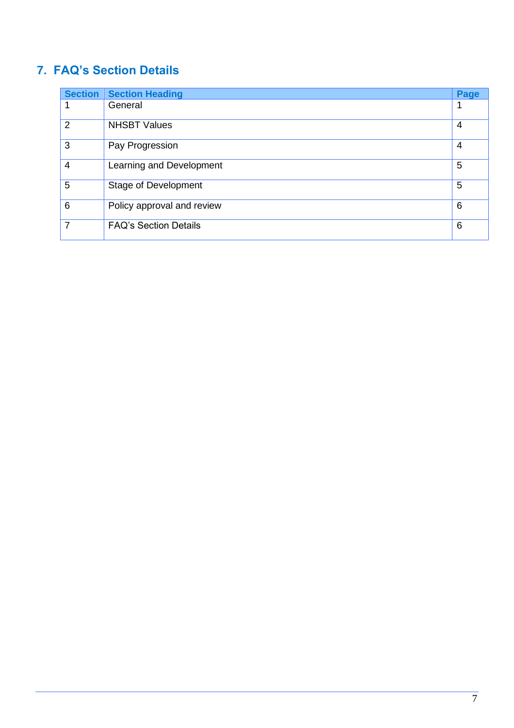## 7. FAQ's Section Details

| Section | Section Heading | Page |
|---|---|---|
| 1 | General | 1 |
| 2 | NHSBT Values | 4 |
| 3 | Pay Progression | 4 |
| 4 | Learning and Development | 5 |
| 5 | Stage of Development | 5 |
| 6 | Policy approval and review | 6 |
| 7 | FAQ's Section Details | 6 |